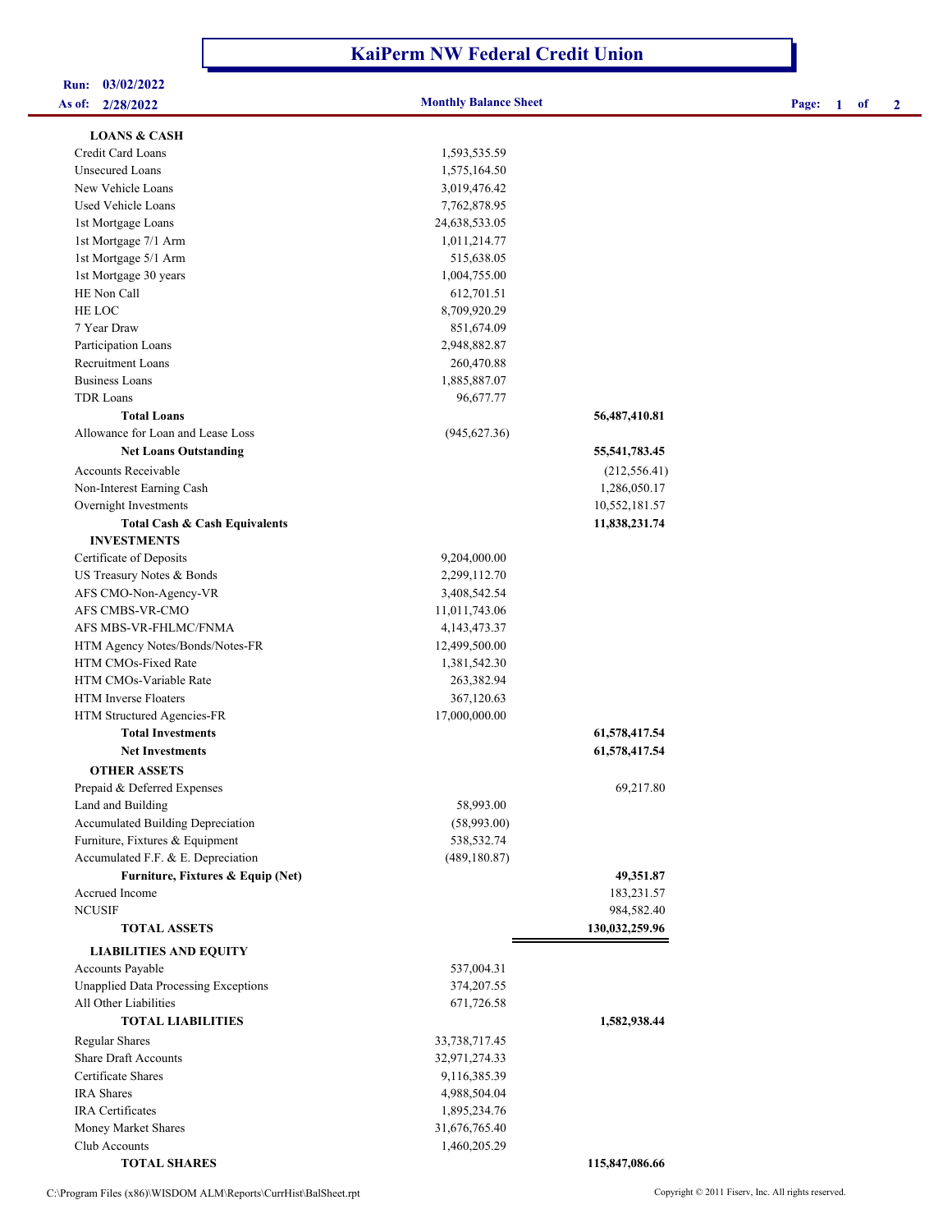# KaiPerm NW Federal Credit Union

**Run:** 03/02/2022
**As of:** 2/28/2022

## Monthly Balance Sheet

| | | |
|---|---|---|
| **LOANS & CASH** | | |
| Credit Card Loans | 1,593,535.59 | |
| Unsecured Loans | 1,575,164.50 | |
| New Vehicle Loans | 3,019,476.42 | |
| Used Vehicle Loans | 7,762,878.95 | |
| 1st Mortgage Loans | 24,638,533.05 | |
| 1st Mortgage 7/1 Arm | 1,011,214.77 | |
| 1st Mortgage 5/1 Arm | 515,638.05 | |
| 1st Mortgage 30 years | 1,004,755.00 | |
| HE Non Call | 612,701.51 | |
| HE LOC | 8,709,920.29 | |
| 7 Year Draw | 851,674.09 | |
| Participation Loans | 2,948,882.87 | |
| Recruitment Loans | 260,470.88 | |
| Business Loans | 1,885,887.07 | |
| TDR Loans | 96,677.77 | |
| **Total Loans** | | **56,487,410.81** |
| Allowance for Loan and Lease Loss | (945,627.36) | |
| **Net Loans Outstanding** | | **55,541,783.45** |
| Accounts Receivable | | (212,556.41) |
| Non-Interest Earning Cash | | 1,286,050.17 |
| Overnight Investments | | 10,552,181.57 |
| **Total Cash & Cash Equivalents** | | **11,838,231.74** |
| **INVESTMENTS** | | |
| Certificate of Deposits | 9,204,000.00 | |
| US Treasury Notes & Bonds | 2,299,112.70 | |
| AFS CMO-Non-Agency-VR | 3,408,542.54 | |
| AFS CMBS-VR-CMO | 11,011,743.06 | |
| AFS MBS-VR-FHLMC/FNMA | 4,143,473.37 | |
| HTM Agency Notes/Bonds/Notes-FR | 12,499,500.00 | |
| HTM CMOs-Fixed Rate | 1,381,542.30 | |
| HTM CMOs-Variable Rate | 263,382.94 | |
| HTM Inverse Floaters | 367,120.63 | |
| HTM Structured Agencies-FR | 17,000,000.00 | |
| **Total Investments** | | **61,578,417.54** |
| **Net Investments** | | **61,578,417.54** |
| **OTHER ASSETS** | | |
| Prepaid & Deferred Expenses | | 69,217.80 |
| Land and Building | 58,993.00 | |
| Accumulated Building Depreciation | (58,993.00) | |
| Furniture, Fixtures & Equipment | 538,532.74 | |
| Accumulated F.F. & E. Depreciation | (489,180.87) | |
| **Furniture, Fixtures & Equip (Net)** | | **49,351.87** |
| Accrued Income | | 183,231.57 |
| NCUSIF | | 984,582.40 |
| **TOTAL ASSETS** | | **130,032,259.96** |
| **LIABILITIES AND EQUITY** | | |
| Accounts Payable | 537,004.31 | |
| Unapplied Data Processing Exceptions | 374,207.55 | |
| All Other Liabilities | 671,726.58 | |
| **TOTAL LIABILITIES** | | **1,582,938.44** |
| Regular Shares | 33,738,717.45 | |
| Share Draft Accounts | 32,971,274.33 | |
| Certificate Shares | 9,116,385.39 | |
| IRA Shares | 4,988,504.04 | |
| IRA Certificates | 1,895,234.76 | |
| Money Market Shares | 31,676,765.40 | |
| Club Accounts | 1,460,205.29 | |
| **TOTAL SHARES** | | **115,847,086.66** |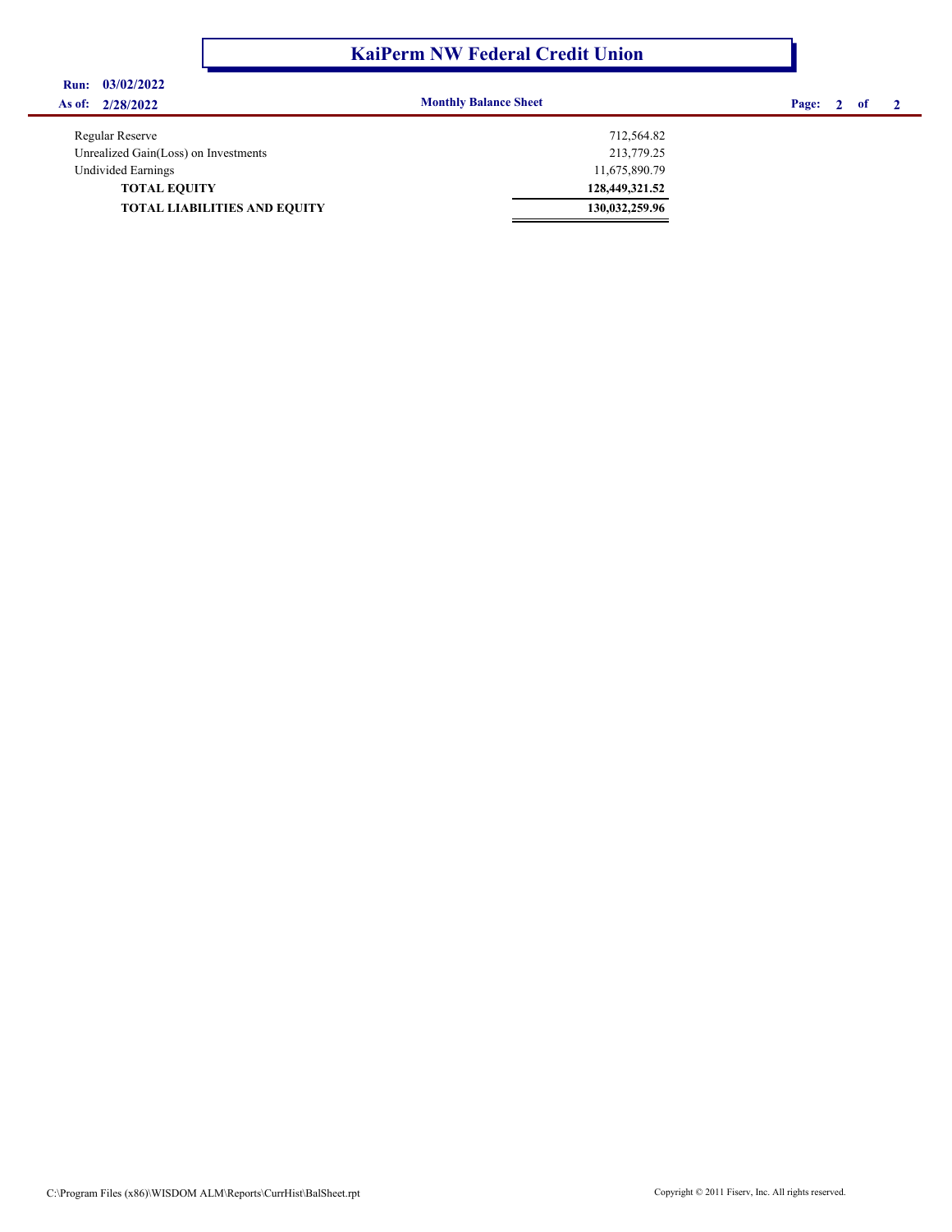| | |
|---|---|
| Regular Reserve | 712,564.82 |
| Unrealized Gain(Loss) on Investments | 213,779.25 |
| Undivided Earnings | 11,675,890.79 |
| **TOTAL EQUITY** | **128,449,321.52** |
| **TOTAL LIABILITIES AND EQUITY** | **130,032,259.96** |